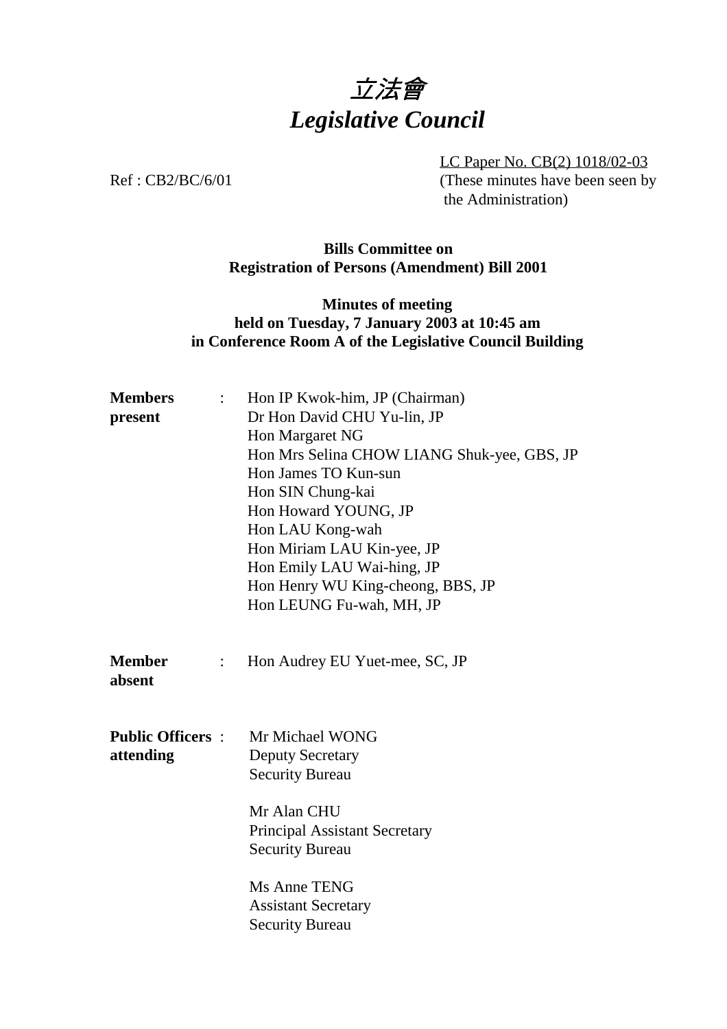# 立法會
# *Legislative Council*

LC Paper No. CB(2) 1018/02-03
(These minutes have been seen by the Administration)

Ref : CB2/BC/6/01

**Bills Committee on Registration of Persons (Amendment) Bill 2001**

**Minutes of meeting held on Tuesday, 7 January 2003 at 10:45 am in Conference Room A of the Legislative Council Building**

**Members present** :
Hon IP Kwok-him, JP (Chairman)
Dr Hon David CHU Yu-lin, JP
Hon Margaret NG
Hon Mrs Selina CHOW LIANG Shuk-yee, GBS, JP
Hon James TO Kun-sun
Hon SIN Chung-kai
Hon Howard YOUNG, JP
Hon LAU Kong-wah
Hon Miriam LAU Kin-yee, JP
Hon Emily LAU Wai-hing, JP
Hon Henry WU King-cheong, BBS, JP
Hon LEUNG Fu-wah, MH, JP

**Member absent** :
Hon Audrey EU Yuet-mee, SC, JP

**Public Officers attending** :
Mr Michael WONG
Deputy Secretary
Security Bureau

Mr Alan CHU
Principal Assistant Secretary
Security Bureau

Ms Anne TENG
Assistant Secretary
Security Bureau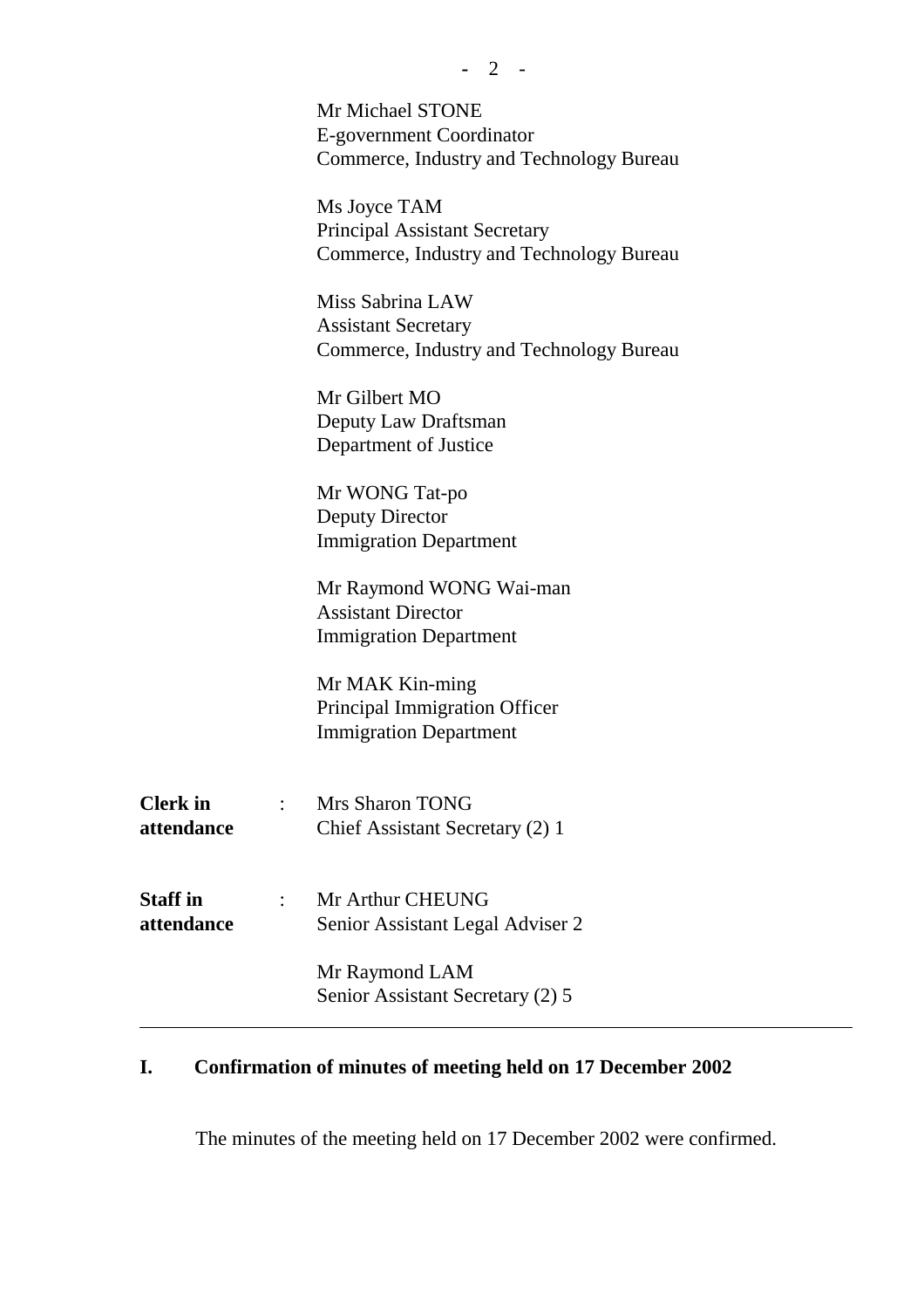Mr Michael STONE
E-government Coordinator
Commerce, Industry and Technology Bureau

Ms Joyce TAM
Principal Assistant Secretary
Commerce, Industry and Technology Bureau

Miss Sabrina LAW
Assistant Secretary
Commerce, Industry and Technology Bureau

Mr Gilbert MO
Deputy Law Draftsman
Department of Justice

Mr WONG Tat-po
Deputy Director
Immigration Department

Mr Raymond WONG Wai-man
Assistant Director
Immigration Department

Mr MAK Kin-ming
Principal Immigration Officer
Immigration Department

**Clerk in attendance** : Mrs Sharon TONG
Chief Assistant Secretary (2) 1

**Staff in attendance** : Mr Arthur CHEUNG
Senior Assistant Legal Adviser 2

Mr Raymond LAM
Senior Assistant Secretary (2) 5

---

## I. Confirmation of minutes of meeting held on 17 December 2002

The minutes of the meeting held on 17 December 2002 were confirmed.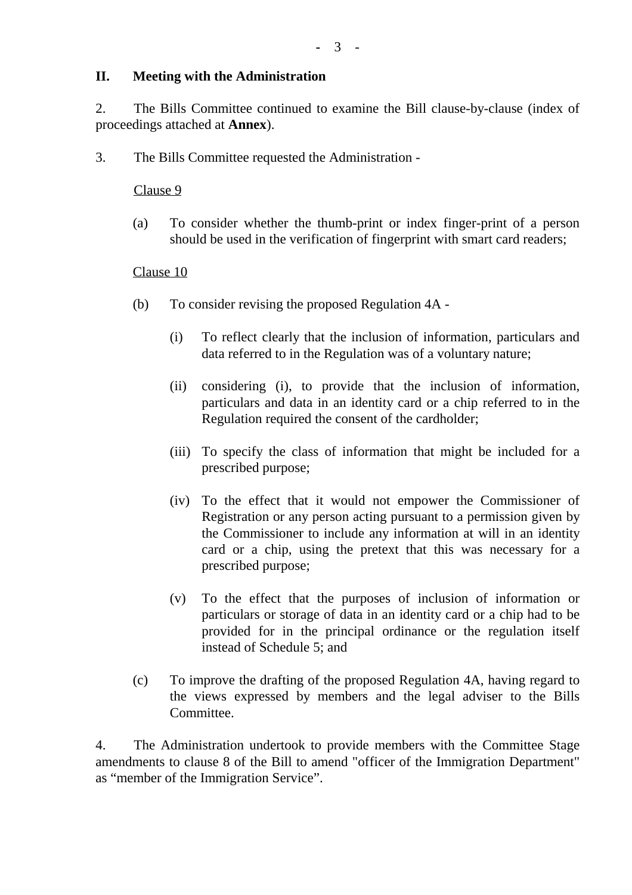## II. Meeting with the Administration

2. The Bills Committee continued to examine the Bill clause-by-clause (index of proceedings attached at **Annex**).

3. The Bills Committee requested the Administration -

Clause 9

(a) To consider whether the thumb-print or index finger-print of a person should be used in the verification of fingerprint with smart card readers;

Clause 10

(b) To consider revising the proposed Regulation 4A -

(i) To reflect clearly that the inclusion of information, particulars and data referred to in the Regulation was of a voluntary nature;

(ii) considering (i), to provide that the inclusion of information, particulars and data in an identity card or a chip referred to in the Regulation required the consent of the cardholder;

(iii) To specify the class of information that might be included for a prescribed purpose;

(iv) To the effect that it would not empower the Commissioner of Registration or any person acting pursuant to a permission given by the Commissioner to include any information at will in an identity card or a chip, using the pretext that this was necessary for a prescribed purpose;

(v) To the effect that the purposes of inclusion of information or particulars or storage of data in an identity card or a chip had to be provided for in the principal ordinance or the regulation itself instead of Schedule 5; and

(c) To improve the drafting of the proposed Regulation 4A, having regard to the views expressed by members and the legal adviser to the Bills Committee.

4. The Administration undertook to provide members with the Committee Stage amendments to clause 8 of the Bill to amend "officer of the Immigration Department" as “member of the Immigration Service”.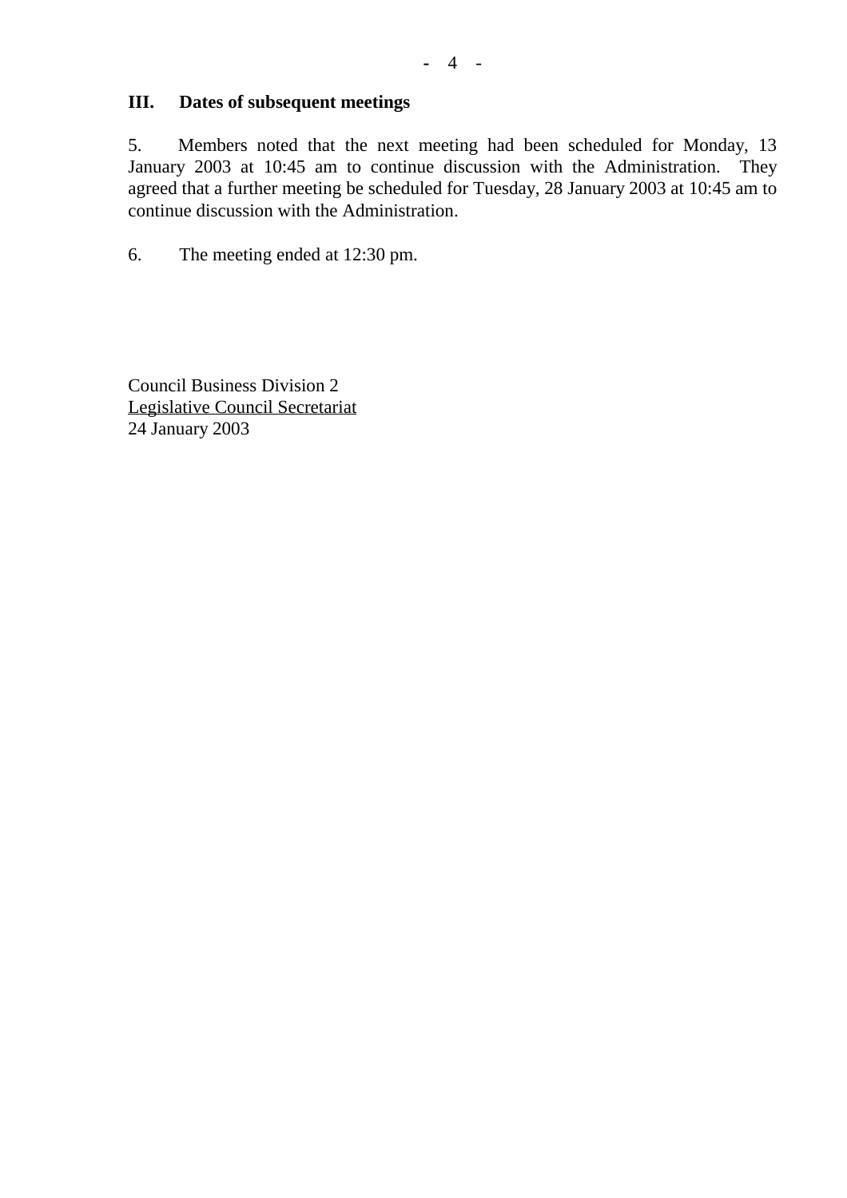## III. Dates of subsequent meetings

5. Members noted that the next meeting had been scheduled for Monday, 13 January 2003 at 10:45 am to continue discussion with the Administration. They agreed that a further meeting be scheduled for Tuesday, 28 January 2003 at 10:45 am to continue discussion with the Administration.

6. The meeting ended at 12:30 pm.

Council Business Division 2
Legislative Council Secretariat
24 January 2003